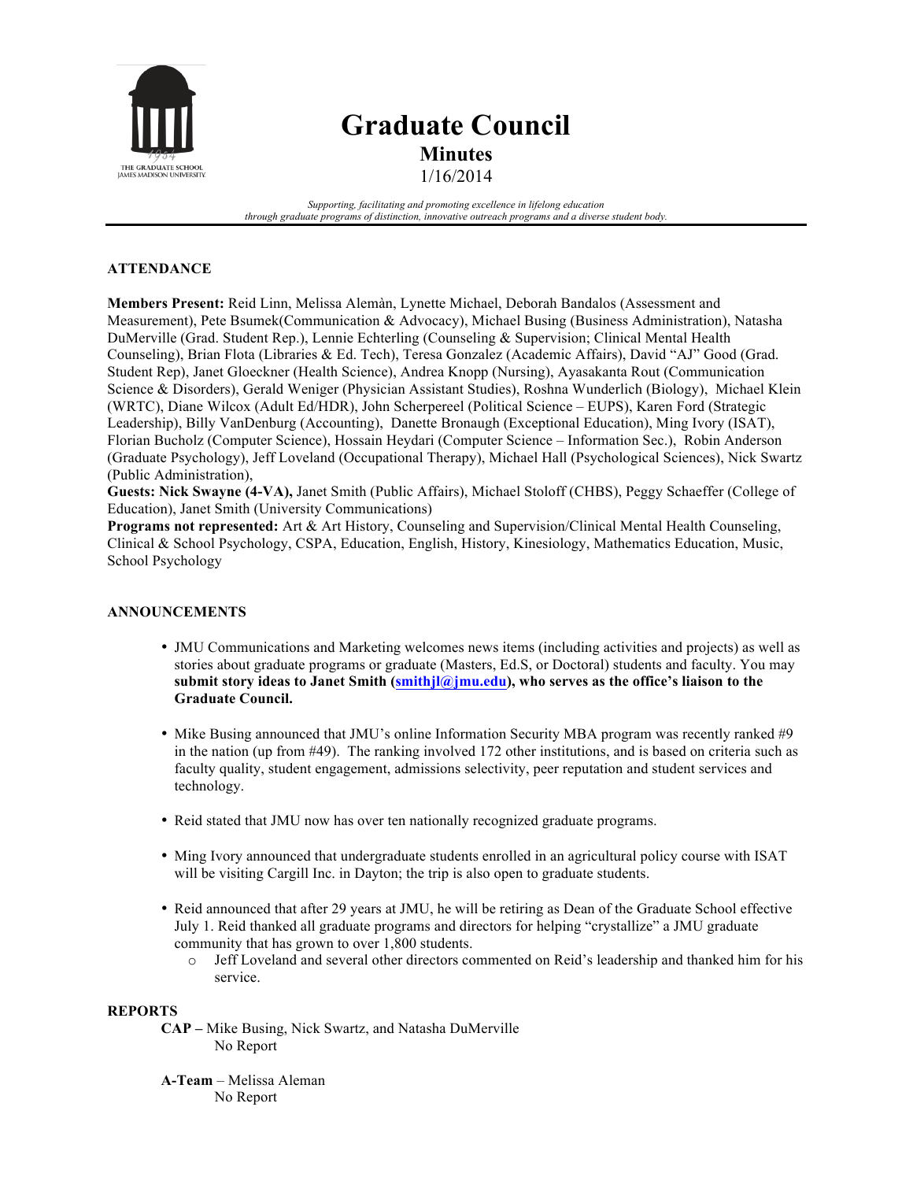# Graduate Council

## Minutes

1/16/2014

*Supporting, facilitating and promoting excellence in lifelong education through graduate programs of distinction, innovative outreach programs and a diverse student body.*

**ATTENDANCE**

**Members Present:** Reid Linn, Melissa Alemàn, Lynette Michael, Deborah Bandalos (Assessment and Measurement), Pete Bsumek(Communication & Advocacy), Michael Busing (Business Administration), Natasha DuMerville (Grad. Student Rep.), Lennie Echterling (Counseling & Supervision; Clinical Mental Health Counseling), Brian Flota (Libraries & Ed. Tech), Teresa Gonzalez (Academic Affairs), David "AJ" Good (Grad. Student Rep), Janet Gloeckner (Health Science), Andrea Knopp (Nursing), Ayasakanta Rout (Communication Science & Disorders), Gerald Weniger (Physician Assistant Studies), Roshna Wunderlich (Biology), Michael Klein (WRTC), Diane Wilcox (Adult Ed/HDR), John Scherpereel (Political Science – EUPS), Karen Ford (Strategic Leadership), Billy VanDenburg (Accounting), Danette Bronaugh (Exceptional Education), Ming Ivory (ISAT), Florian Bucholz (Computer Science), Hossain Heydari (Computer Science – Information Sec.), Robin Anderson (Graduate Psychology), Jeff Loveland (Occupational Therapy), Michael Hall (Psychological Sciences), Nick Swartz (Public Administration),

**Guests: Nick Swayne (4-VA),** Janet Smith (Public Affairs), Michael Stoloff (CHBS), Peggy Schaeffer (College of Education), Janet Smith (University Communications)

**Programs not represented:** Art & Art History, Counseling and Supervision/Clinical Mental Health Counseling, Clinical & School Psychology, CSPA, Education, English, History, Kinesiology, Mathematics Education, Music, School Psychology

**ANNOUNCEMENTS**

- JMU Communications and Marketing welcomes news items (including activities and projects) as well as stories about graduate programs or graduate (Masters, Ed.S, or Doctoral) students and faculty. You may **submit story ideas to Janet Smith (smithjl@jmu.edu), who serves as the office's liaison to the Graduate Council.**
- Mike Busing announced that JMU's online Information Security MBA program was recently ranked #9 in the nation (up from #49). The ranking involved 172 other institutions, and is based on criteria such as faculty quality, student engagement, admissions selectivity, peer reputation and student services and technology.
- Reid stated that JMU now has over ten nationally recognized graduate programs.
- Ming Ivory announced that undergraduate students enrolled in an agricultural policy course with ISAT will be visiting Cargill Inc. in Dayton; the trip is also open to graduate students.
- Reid announced that after 29 years at JMU, he will be retiring as Dean of the Graduate School effective July 1. Reid thanked all graduate programs and directors for helping "crystallize" a JMU graduate community that has grown to over 1,800 students.
    - Jeff Loveland and several other directors commented on Reid's leadership and thanked him for his service.

**REPORTS**

**CAP –** Mike Busing, Nick Swartz, and Natasha DuMerville
No Report

**A-Team** – Melissa Aleman
No Report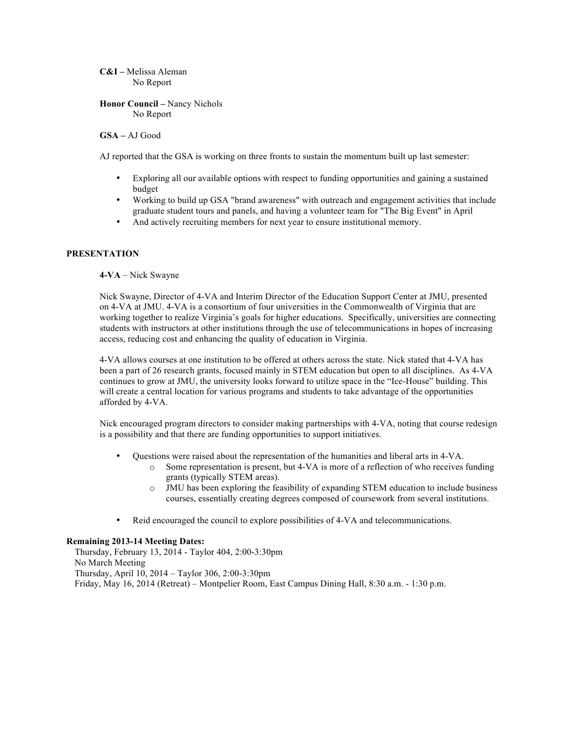**C&I –** Melissa Aleman
No Report

**Honor Council –** Nancy Nichols
No Report

**GSA –** AJ Good

AJ reported that the GSA is working on three fronts to sustain the momentum built up last semester:

- Exploring all our available options with respect to funding opportunities and gaining a sustained budget
- Working to build up GSA "brand awareness" with outreach and engagement activities that include graduate student tours and panels, and having a volunteer team for "The Big Event" in April
- And actively recruiting members for next year to ensure institutional memory.

**PRESENTATION**

**4-VA** – Nick Swayne

Nick Swayne, Director of 4-VA and Interim Director of the Education Support Center at JMU, presented on 4-VA at JMU. 4-VA is a consortium of four universities in the Commonwealth of Virginia that are working together to realize Virginia's goals for higher educations. Specifically, universities are connecting students with instructors at other institutions through the use of telecommunications in hopes of increasing access, reducing cost and enhancing the quality of education in Virginia.

4-VA allows courses at one institution to be offered at others across the state. Nick stated that 4-VA has been a part of 26 research grants, focused mainly in STEM education but open to all disciplines. As 4-VA continues to grow at JMU, the university looks forward to utilize space in the "Ice-House" building. This will create a central location for various programs and students to take advantage of the opportunities afforded by 4-VA.

Nick encouraged program directors to consider making partnerships with 4-VA, noting that course redesign is a possibility and that there are funding opportunities to support initiatives.

- Questions were raised about the representation of the humanities and liberal arts in 4-VA.
  - Some representation is present, but 4-VA is more of a reflection of who receives funding grants (typically STEM areas).
  - JMU has been exploring the feasibility of expanding STEM education to include business courses, essentially creating degrees composed of coursework from several institutions.
- Reid encouraged the council to explore possibilities of 4-VA and telecommunications.

**Remaining 2013-14 Meeting Dates:**

Thursday, February 13, 2014 - Taylor 404, 2:00-3:30pm
No March Meeting
Thursday, April 10, 2014 – Taylor 306, 2:00-3:30pm
Friday, May 16, 2014 (Retreat) – Montpelier Room, East Campus Dining Hall, 8:30 a.m. - 1:30 p.m.